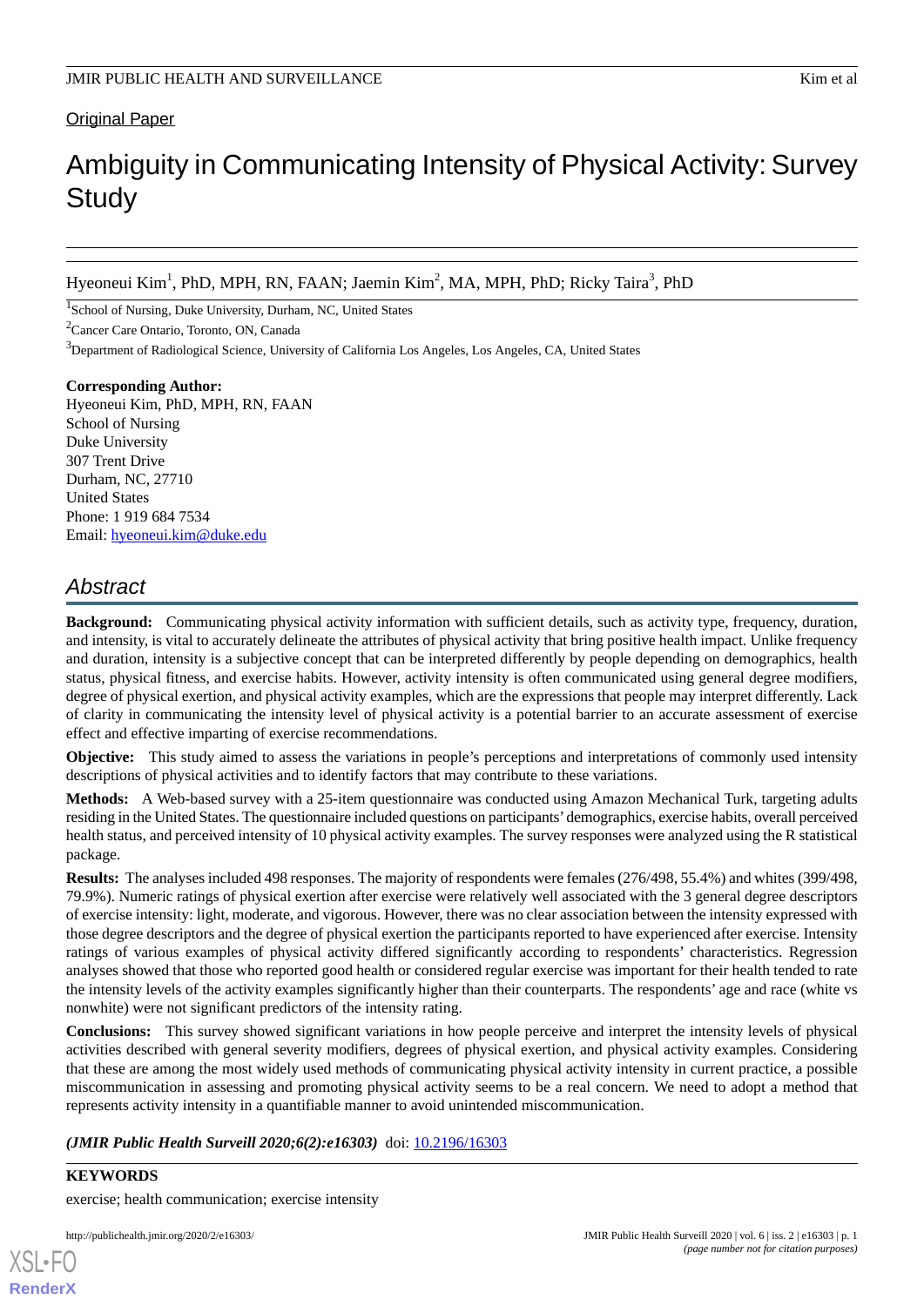Original Paper

# Ambiguity in Communicating Intensity of Physical Activity: Survey Study

Hyeoneui Kim[1], PhD, MPH, RN, FAAN; Jaemin Kim[2], MA, MPH, PhD; Ricky Taira[3], PhD

[1]School of Nursing, Duke University, Durham, NC, United States

[2]Cancer Care Ontario, Toronto, ON, Canada

[3]Department of Radiological Science, University of California Los Angeles, Los Angeles, CA, United States

**Corresponding Author:**
Hyeoneui Kim, PhD, MPH, RN, FAAN
School of Nursing
Duke University
307 Trent Drive
Durham, NC, 27710
United States
Phone: 1 919 684 7534
Email: hyeoneui.kim@duke.edu

## Abstract

**Background:** Communicating physical activity information with sufficient details, such as activity type, frequency, duration, and intensity, is vital to accurately delineate the attributes of physical activity that bring positive health impact. Unlike frequency and duration, intensity is a subjective concept that can be interpreted differently by people depending on demographics, health status, physical fitness, and exercise habits. However, activity intensity is often communicated using general degree modifiers, degree of physical exertion, and physical activity examples, which are the expressions that people may interpret differently. Lack of clarity in communicating the intensity level of physical activity is a potential barrier to an accurate assessment of exercise effect and effective imparting of exercise recommendations.

**Objective:** This study aimed to assess the variations in people's perceptions and interpretations of commonly used intensity descriptions of physical activities and to identify factors that may contribute to these variations.

**Methods:** A Web-based survey with a 25-item questionnaire was conducted using Amazon Mechanical Turk, targeting adults residing in the United States. The questionnaire included questions on participants' demographics, exercise habits, overall perceived health status, and perceived intensity of 10 physical activity examples. The survey responses were analyzed using the R statistical package.

**Results:** The analyses included 498 responses. The majority of respondents were females (276/498, 55.4%) and whites (399/498, 79.9%). Numeric ratings of physical exertion after exercise were relatively well associated with the 3 general degree descriptors of exercise intensity: light, moderate, and vigorous. However, there was no clear association between the intensity expressed with those degree descriptors and the degree of physical exertion the participants reported to have experienced after exercise. Intensity ratings of various examples of physical activity differed significantly according to respondents' characteristics. Regression analyses showed that those who reported good health or considered regular exercise was important for their health tended to rate the intensity levels of the activity examples significantly higher than their counterparts. The respondents' age and race (white vs nonwhite) were not significant predictors of the intensity rating.

**Conclusions:** This survey showed significant variations in how people perceive and interpret the intensity levels of physical activities described with general severity modifiers, degrees of physical exertion, and physical activity examples. Considering that these are among the most widely used methods of communicating physical activity intensity in current practice, a possible miscommunication in assessing and promoting physical activity seems to be a real concern. We need to adopt a method that represents activity intensity in a quantifiable manner to avoid unintended miscommunication.

***(JMIR Public Health Surveill 2020;6(2):e16303)*** doi: 10.2196/16303

**KEYWORDS**

exercise; health communication; exercise intensity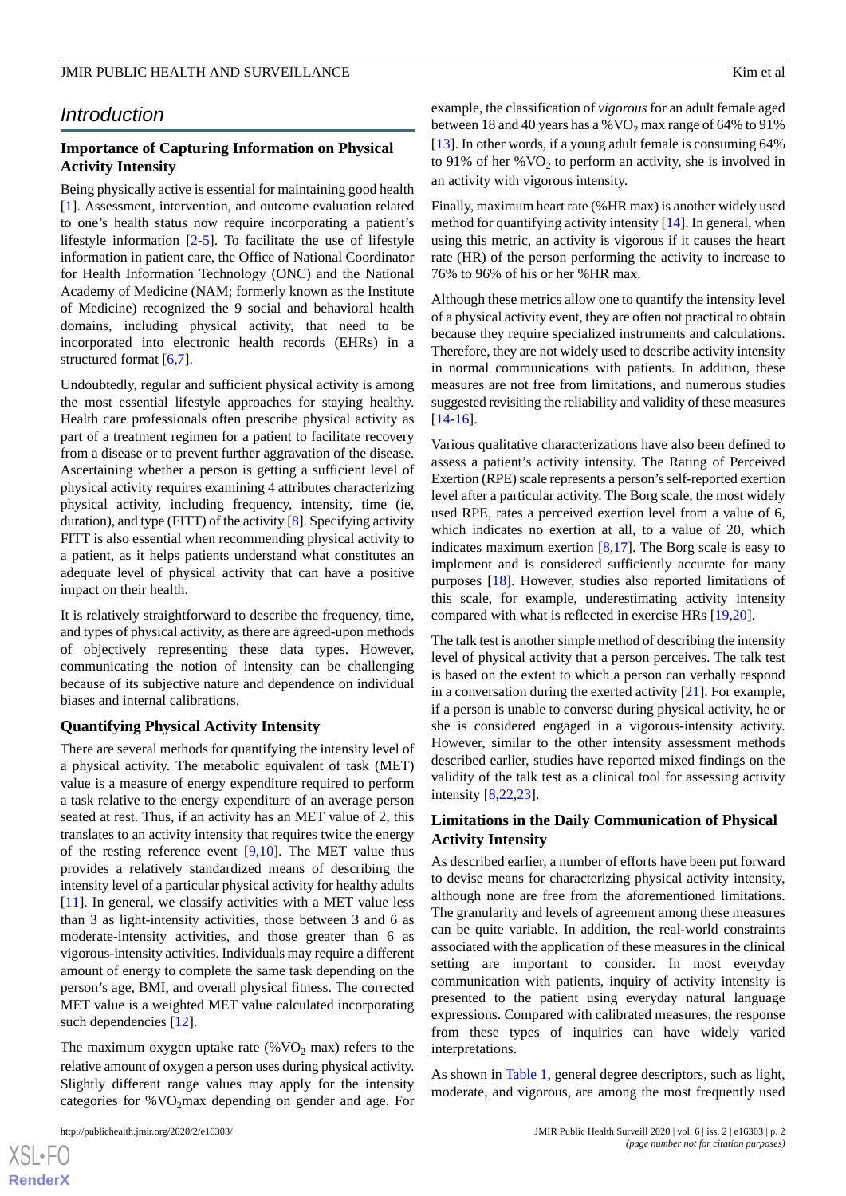## Introduction

### Importance of Capturing Information on Physical Activity Intensity

Being physically active is essential for maintaining good health [1]. Assessment, intervention, and outcome evaluation related to one's health status now require incorporating a patient's lifestyle information [2-5]. To facilitate the use of lifestyle information in patient care, the Office of National Coordinator for Health Information Technology (ONC) and the National Academy of Medicine (NAM; formerly known as the Institute of Medicine) recognized the 9 social and behavioral health domains, including physical activity, that need to be incorporated into electronic health records (EHRs) in a structured format [6,7].

Undoubtedly, regular and sufficient physical activity is among the most essential lifestyle approaches for staying healthy. Health care professionals often prescribe physical activity as part of a treatment regimen for a patient to facilitate recovery from a disease or to prevent further aggravation of the disease. Ascertaining whether a person is getting a sufficient level of physical activity requires examining 4 attributes characterizing physical activity, including frequency, intensity, time (ie, duration), and type (FITT) of the activity [8]. Specifying activity FITT is also essential when recommending physical activity to a patient, as it helps patients understand what constitutes an adequate level of physical activity that can have a positive impact on their health.

It is relatively straightforward to describe the frequency, time, and types of physical activity, as there are agreed-upon methods of objectively representing these data types. However, communicating the notion of intensity can be challenging because of its subjective nature and dependence on individual biases and internal calibrations.

### Quantifying Physical Activity Intensity

There are several methods for quantifying the intensity level of a physical activity. The metabolic equivalent of task (MET) value is a measure of energy expenditure required to perform a task relative to the energy expenditure of an average person seated at rest. Thus, if an activity has an MET value of 2, this translates to an activity intensity that requires twice the energy of the resting reference event [9,10]. The MET value thus provides a relatively standardized means of describing the intensity level of a particular physical activity for healthy adults [11]. In general, we classify activities with a MET value less than 3 as light-intensity activities, those between 3 and 6 as moderate-intensity activities, and those greater than 6 as vigorous-intensity activities. Individuals may require a different amount of energy to complete the same task depending on the person's age, BMI, and overall physical fitness. The corrected MET value is a weighted MET value calculated incorporating such dependencies [12].

The maximum oxygen uptake rate (%$VO_2$ max) refers to the relative amount of oxygen a person uses during physical activity. Slightly different range values may apply for the intensity categories for %$VO_2$max depending on gender and age. For example, the classification of *vigorous* for an adult female aged between 18 and 40 years has a %$VO_2$ max range of 64% to 91% [13]. In other words, if a young adult female is consuming 64% to 91% of her %$VO_2$ to perform an activity, she is involved in an activity with vigorous intensity.

Finally, maximum heart rate (%HR max) is another widely used method for quantifying activity intensity [14]. In general, when using this metric, an activity is vigorous if it causes the heart rate (HR) of the person performing the activity to increase to 76% to 96% of his or her %HR max.

Although these metrics allow one to quantify the intensity level of a physical activity event, they are often not practical to obtain because they require specialized instruments and calculations. Therefore, they are not widely used to describe activity intensity in normal communications with patients. In addition, these measures are not free from limitations, and numerous studies suggested revisiting the reliability and validity of these measures [14-16].

Various qualitative characterizations have also been defined to assess a patient's activity intensity. The Rating of Perceived Exertion (RPE) scale represents a person's self-reported exertion level after a particular activity. The Borg scale, the most widely used RPE, rates a perceived exertion level from a value of 6, which indicates no exertion at all, to a value of 20, which indicates maximum exertion [8,17]. The Borg scale is easy to implement and is considered sufficiently accurate for many purposes [18]. However, studies also reported limitations of this scale, for example, underestimating activity intensity compared with what is reflected in exercise HRs [19,20].

The talk test is another simple method of describing the intensity level of physical activity that a person perceives. The talk test is based on the extent to which a person can verbally respond in a conversation during the exerted activity [21]. For example, if a person is unable to converse during physical activity, he or she is considered engaged in a vigorous-intensity activity. However, similar to the other intensity assessment methods described earlier, studies have reported mixed findings on the validity of the talk test as a clinical tool for assessing activity intensity [8,22,23].

### Limitations in the Daily Communication of Physical Activity Intensity

As described earlier, a number of efforts have been put forward to devise means for characterizing physical activity intensity, although none are free from the aforementioned limitations. The granularity and levels of agreement among these measures can be quite variable. In addition, the real-world constraints associated with the application of these measures in the clinical setting are important to consider. In most everyday communication with patients, inquiry of activity intensity is presented to the patient using everyday natural language expressions. Compared with calibrated measures, the response from these types of inquiries can have widely varied interpretations.

As shown in Table 1, general degree descriptors, such as light, moderate, and vigorous, are among the most frequently used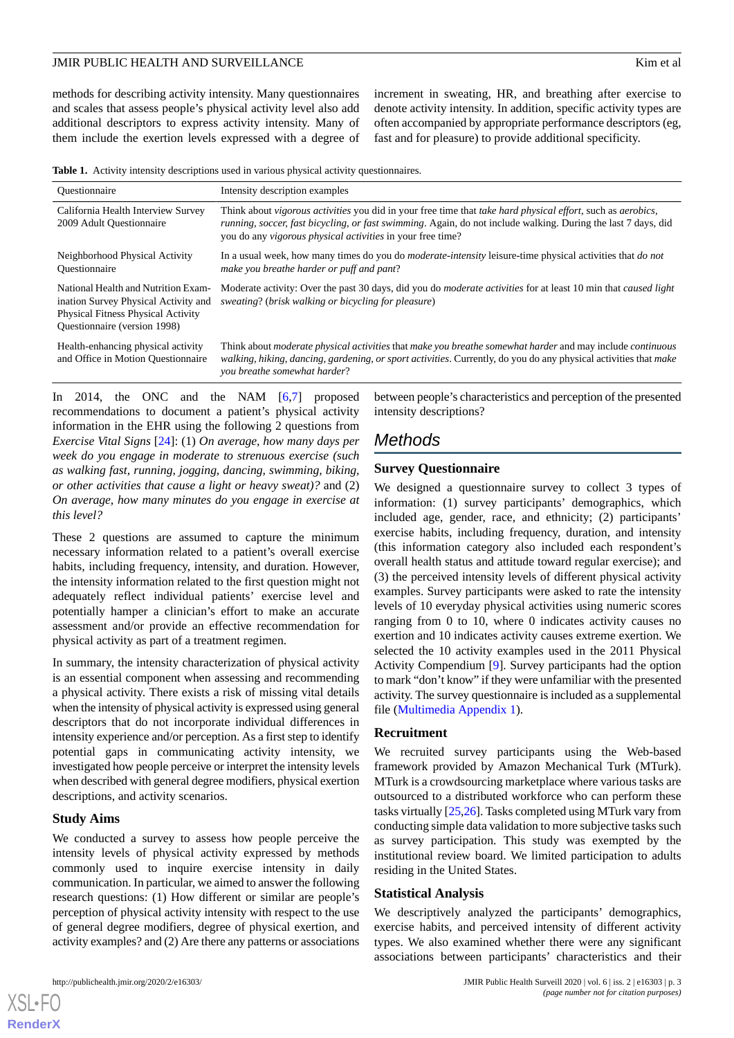methods for describing activity intensity. Many questionnaires and scales that assess people's physical activity level also add additional descriptors to express activity intensity. Many of them include the exertion levels expressed with a degree of increment in sweating, HR, and breathing after exercise to denote activity intensity. In addition, specific activity types are often accompanied by appropriate performance descriptors (eg, fast and for pleasure) to provide additional specificity.

**Table 1.** Activity intensity descriptions used in various physical activity questionnaires.

| Questionnaire | Intensity description examples |
| --- | --- |
| California Health Interview Survey 2009 Adult Questionnaire | Think about *vigorous activities* you did in your free time that *take hard physical effort*, such as *aerobics, running, soccer, fast bicycling, or fast swimming*. Again, do not include walking. During the last 7 days, did you do any *vigorous physical activities* in your free time? |
| Neighborhood Physical Activity Questionnaire | In a usual week, how many times do you do *moderate-intensity* leisure-time physical activities that *do not make you breathe harder or puff and pant*? |
| National Health and Nutrition Examination Survey Physical Activity and Physical Fitness Physical Activity Questionnaire (version 1998) | Moderate activity: Over the past 30 days, did you do *moderate activities* for at least 10 min that *caused light sweating*? (*brisk walking or bicycling for pleasure*) |
| Health-enhancing physical activity and Office in Motion Questionnaire | Think about *moderate physical activities* that *make you breathe somewhat harder* and may include *continuous walking, hiking, dancing, gardening, or sport activities*. Currently, do you do any physical activities that *make you breathe somewhat harder*? |

In 2014, the ONC and the NAM [6,7] proposed recommendations to document a patient's physical activity information in the EHR using the following 2 questions from *Exercise Vital Signs* [24]: (1) *On average, how many days per week do you engage in moderate to strenuous exercise (such as walking fast, running, jogging, dancing, swimming, biking, or other activities that cause a light or heavy sweat)?* and (2) *On average, how many minutes do you engage in exercise at this level?*

These 2 questions are assumed to capture the minimum necessary information related to a patient's overall exercise habits, including frequency, intensity, and duration. However, the intensity information related to the first question might not adequately reflect individual patients' exercise level and potentially hamper a clinician's effort to make an accurate assessment and/or provide an effective recommendation for physical activity as part of a treatment regimen.

In summary, the intensity characterization of physical activity is an essential component when assessing and recommending a physical activity. There exists a risk of missing vital details when the intensity of physical activity is expressed using general descriptors that do not incorporate individual differences in intensity experience and/or perception. As a first step to identify potential gaps in communicating activity intensity, we investigated how people perceive or interpret the intensity levels when described with general degree modifiers, physical exertion descriptions, and activity scenarios.

### Study Aims

We conducted a survey to assess how people perceive the intensity levels of physical activity expressed by methods commonly used to inquire exercise intensity in daily communication. In particular, we aimed to answer the following research questions: (1) How different or similar are people's perception of physical activity intensity with respect to the use of general degree modifiers, degree of physical exertion, and activity examples? and (2) Are there any patterns or associations between people's characteristics and perception of the presented intensity descriptions?

## Methods

### Survey Questionnaire

We designed a questionnaire survey to collect 3 types of information: (1) survey participants' demographics, which included age, gender, race, and ethnicity; (2) participants' exercise habits, including frequency, duration, and intensity (this information category also included each respondent's overall health status and attitude toward regular exercise); and (3) the perceived intensity levels of different physical activity examples. Survey participants were asked to rate the intensity levels of 10 everyday physical activities using numeric scores ranging from 0 to 10, where 0 indicates activity causes no exertion and 10 indicates activity causes extreme exertion. We selected the 10 activity examples used in the 2011 Physical Activity Compendium [9]. Survey participants had the option to mark "don't know" if they were unfamiliar with the presented activity. The survey questionnaire is included as a supplemental file (Multimedia Appendix 1).

### Recruitment

We recruited survey participants using the Web-based framework provided by Amazon Mechanical Turk (MTurk). MTurk is a crowdsourcing marketplace where various tasks are outsourced to a distributed workforce who can perform these tasks virtually [25,26]. Tasks completed using MTurk vary from conducting simple data validation to more subjective tasks such as survey participation. This study was exempted by the institutional review board. We limited participation to adults residing in the United States.

### Statistical Analysis

We descriptively analyzed the participants' demographics, exercise habits, and perceived intensity of different activity types. We also examined whether there were any significant associations between participants' characteristics and their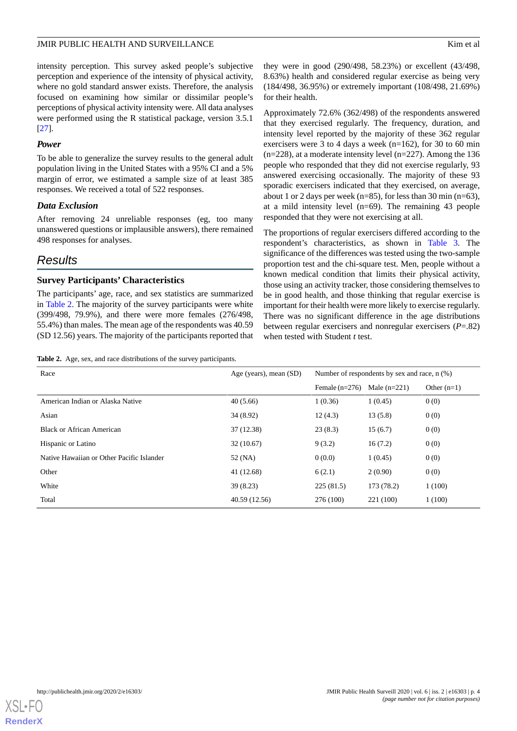intensity perception. This survey asked people's subjective perception and experience of the intensity of physical activity, where no gold standard answer exists. Therefore, the analysis focused on examining how similar or dissimilar people's perceptions of physical activity intensity were. All data analyses were performed using the R statistical package, version 3.5.1 [27].

### Power

To be able to generalize the survey results to the general adult population living in the United States with a 95% CI and a 5% margin of error, we estimated a sample size of at least 385 responses. We received a total of 522 responses.

### Data Exclusion

After removing 24 unreliable responses (eg, too many unanswered questions or implausible answers), there remained 498 responses for analyses.

## Results

### Survey Participants' Characteristics

The participants' age, race, and sex statistics are summarized in Table 2. The majority of the survey participants were white (399/498, 79.9%), and there were more females (276/498, 55.4%) than males. The mean age of the respondents was 40.59 (SD 12.56) years. The majority of the participants reported that they were in good (290/498, 58.23%) or excellent (43/498, 8.63%) health and considered regular exercise as being very (184/498, 36.95%) or extremely important (108/498, 21.69%) for their health.

Approximately 72.6% (362/498) of the respondents answered that they exercised regularly. The frequency, duration, and intensity level reported by the majority of these 362 regular exercisers were 3 to 4 days a week (n=162), for 30 to 60 min (n=228), at a moderate intensity level (n=227). Among the 136 people who responded that they did not exercise regularly, 93 answered exercising occasionally. The majority of these 93 sporadic exercisers indicated that they exercised, on average, about 1 or 2 days per week (n=85), for less than 30 min (n=63), at a mild intensity level (n=69). The remaining 43 people responded that they were not exercising at all.

The proportions of regular exercisers differed according to the respondent's characteristics, as shown in Table 3. The significance of the differences was tested using the two-sample proportion test and the chi-square test. Men, people without a known medical condition that limits their physical activity, those using an activity tracker, those considering themselves to be in good health, and those thinking that regular exercise is important for their health were more likely to exercise regularly. There was no significant difference in the age distributions between regular exercisers and nonregular exercisers (*P*=.82) when tested with Student *t* test.

**Table 2.** Age, sex, and race distributions of the survey participants.

| Race | Age (years), mean (SD) | Number of respondents by sex and race, n (%) | | |
|---|---|---|---|---|
| | | Female (n=276) | Male (n=221) | Other (n=1) |
| American Indian or Alaska Native | 40 (5.66) | 1 (0.36) | 1 (0.45) | 0 (0) |
| Asian | 34 (8.92) | 12 (4.3) | 13 (5.8) | 0 (0) |
| Black or African American | 37 (12.38) | 23 (8.3) | 15 (6.7) | 0 (0) |
| Hispanic or Latino | 32 (10.67) | 9 (3.2) | 16 (7.2) | 0 (0) |
| Native Hawaiian or Other Pacific Islander | 52 (NA) | 0 (0.0) | 1 (0.45) | 0 (0) |
| Other | 41 (12.68) | 6 (2.1) | 2 (0.90) | 0 (0) |
| White | 39 (8.23) | 225 (81.5) | 173 (78.2) | 1 (100) |
| Total | 40.59 (12.56) | 276 (100) | 221 (100) | 1 (100) |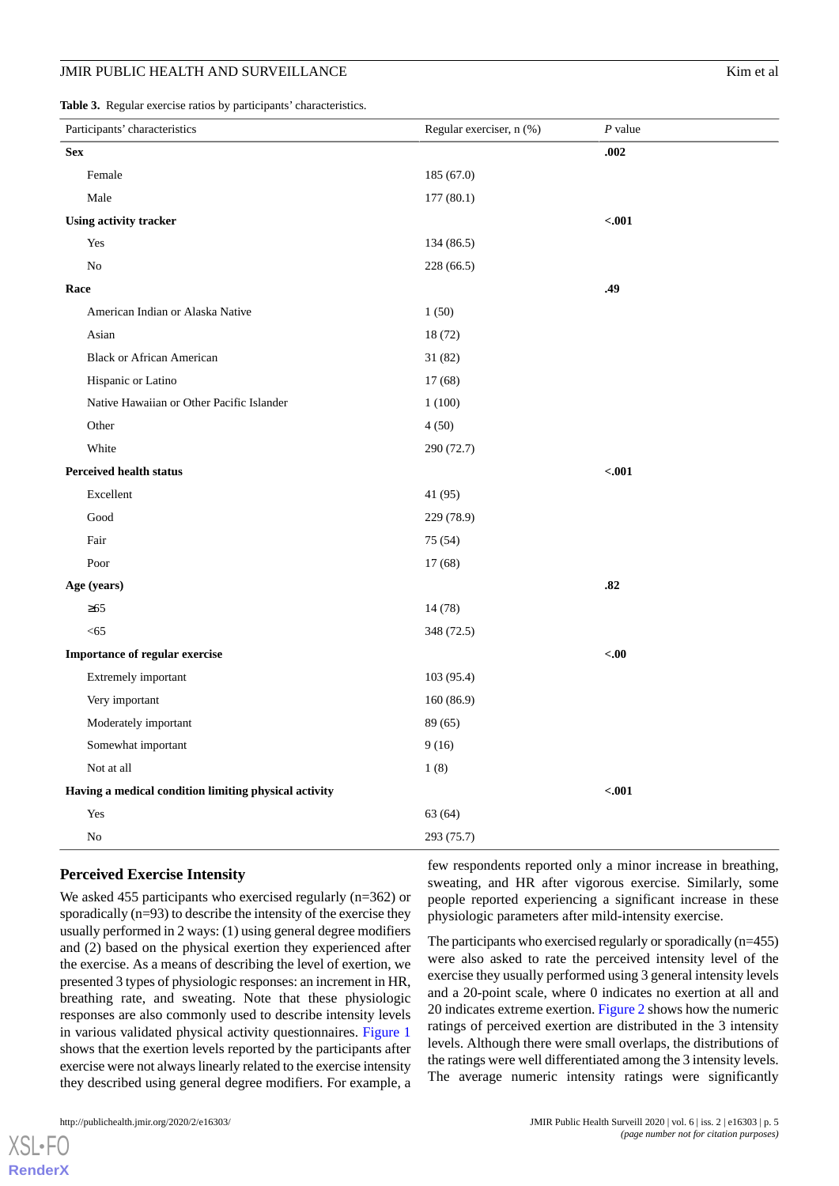**Table 3.** Regular exercise ratios by participants' characteristics.

| Participants' characteristics | Regular exerciser, n (%) | *P* value |
|---|---|---|
| **Sex** | | **.002** |
| Female | 185 (67.0) | |
| Male | 177 (80.1) | |
| **Using activity tracker** | | **<.001** |
| Yes | 134 (86.5) | |
| No | 228 (66.5) | |
| **Race** | | **.49** |
| American Indian or Alaska Native | 1 (50) | |
| Asian | 18 (72) | |
| Black or African American | 31 (82) | |
| Hispanic or Latino | 17 (68) | |
| Native Hawaiian or Other Pacific Islander | 1 (100) | |
| Other | 4 (50) | |
| White | 290 (72.7) | |
| **Perceived health status** | | **<.001** |
| Excellent | 41 (95) | |
| Good | 229 (78.9) | |
| Fair | 75 (54) | |
| Poor | 17 (68) | |
| **Age (years)** | | **.82** |
| ≥65 | 14 (78) | |
| <65 | 348 (72.5) | |
| **Importance of regular exercise** | | **<.00** |
| Extremely important | 103 (95.4) | |
| Very important | 160 (86.9) | |
| Moderately important | 89 (65) | |
| Somewhat important | 9 (16) | |
| Not at all | 1 (8) | |
| **Having a medical condition limiting physical activity** | | **<.001** |
| Yes | 63 (64) | |
| No | 293 (75.7) | |

## Perceived Exercise Intensity

We asked 455 participants who exercised regularly (n=362) or sporadically (n=93) to describe the intensity of the exercise they usually performed in 2 ways: (1) using general degree modifiers and (2) based on the physical exertion they experienced after the exercise. As a means of describing the level of exertion, we presented 3 types of physiologic responses: an increment in HR, breathing rate, and sweating. Note that these physiologic responses are also commonly used to describe intensity levels in various validated physical activity questionnaires. Figure 1 shows that the exertion levels reported by the participants after exercise were not always linearly related to the exercise intensity they described using general degree modifiers. For example, a few respondents reported only a minor increase in breathing, sweating, and HR after vigorous exercise. Similarly, some people reported experiencing a significant increase in these physiologic parameters after mild-intensity exercise.

The participants who exercised regularly or sporadically (n=455) were also asked to rate the perceived intensity level of the exercise they usually performed using 3 general intensity levels and a 20-point scale, where 0 indicates no exertion at all and 20 indicates extreme exertion. Figure 2 shows how the numeric ratings of perceived exertion are distributed in the 3 intensity levels. Although there were small overlaps, the distributions of the ratings were well differentiated among the 3 intensity levels. The average numeric intensity ratings were significantly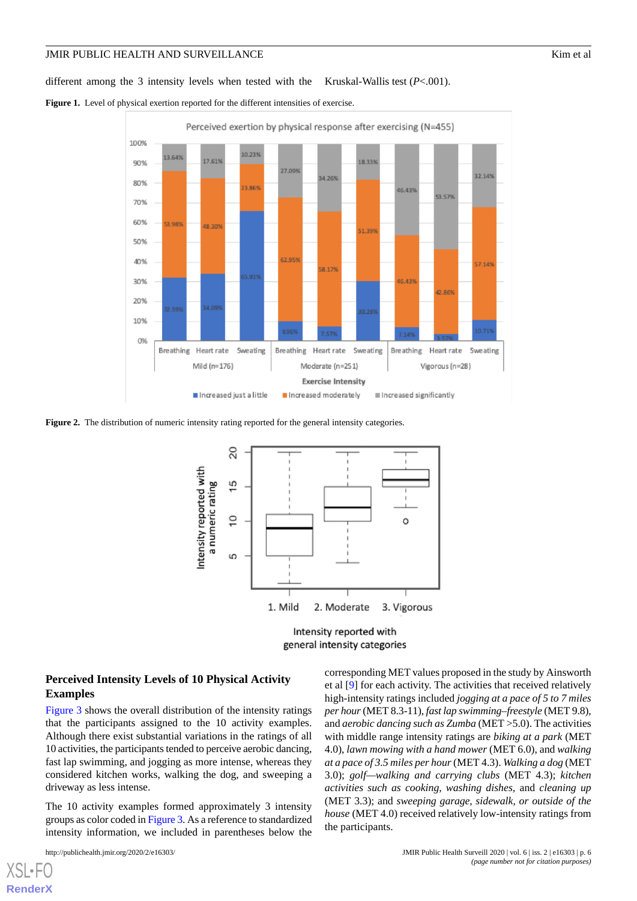different among the 3 intensity levels when tested with the Kruskal-Wallis test (*P*<.001).

**Figure 1.** Level of physical exertion reported for the different intensities of exercise.

**Figure 2.** The distribution of numeric intensity rating reported for the general intensity categories.

### Perceived Intensity Levels of 10 Physical Activity Examples

Figure 3 shows the overall distribution of the intensity ratings that the participants assigned to the 10 activity examples. Although there exist substantial variations in the ratings of all 10 activities, the participants tended to perceive aerobic dancing, fast lap swimming, and jogging as more intense, whereas they considered kitchen works, walking the dog, and sweeping a driveway as less intense.

The 10 activity examples formed approximately 3 intensity groups as color coded in Figure 3. As a reference to standardized intensity information, we included in parentheses below the corresponding MET values proposed in the study by Ainsworth et al [9] for each activity. The activities that received relatively high-intensity ratings included *jogging at a pace of 5 to 7 miles per hour* (MET 8.3-11), *fast lap swimming–freestyle* (MET 9.8), and *aerobic dancing such as Zumba* (MET >5.0). The activities with middle range intensity ratings are *biking at a park* (MET 4.0), *lawn mowing with a hand mower* (MET 6.0), and *walking at a pace of 3.5 miles per hour* (MET 4.3). *Walking a dog* (MET 3.0); *golf—walking and carrying clubs* (MET 4.3); *kitchen activities such as cooking, washing dishes, and cleaning up* (MET 3.3); and *sweeping garage, sidewalk, or outside of the house* (MET 4.0) received relatively low-intensity ratings from the participants.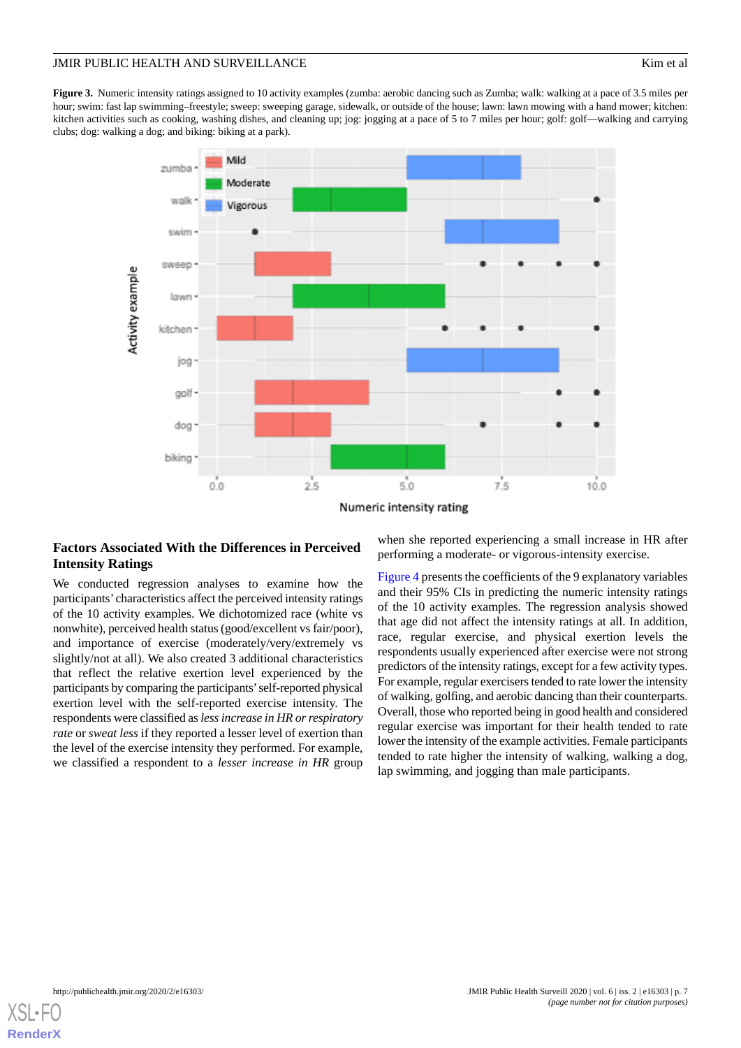**Figure 3.** Numeric intensity ratings assigned to 10 activity examples (zumba: aerobic dancing such as Zumba; walk: walking at a pace of 3.5 miles per hour; swim: fast lap swimming–freestyle; sweep: sweeping garage, sidewalk, or outside of the house; lawn: lawn mowing with a hand mower; kitchen: kitchen activities such as cooking, washing dishes, and cleaning up; jog: jogging at a pace of 5 to 7 miles per hour; golf: golf—walking and carrying clubs; dog: walking a dog; and biking: biking at a park).

### Factors Associated With the Differences in Perceived Intensity Ratings

We conducted regression analyses to examine how the participants' characteristics affect the perceived intensity ratings of the 10 activity examples. We dichotomized race (white vs nonwhite), perceived health status (good/excellent vs fair/poor), and importance of exercise (moderately/very/extremely vs slightly/not at all). We also created 3 additional characteristics that reflect the relative exertion level experienced by the participants by comparing the participants' self-reported physical exertion level with the self-reported exercise intensity. The respondents were classified as *less increase in HR or respiratory rate* or *sweat less* if they reported a lesser level of exertion than the level of the exercise intensity they performed. For example, we classified a respondent to a *lesser increase in HR* group when she reported experiencing a small increase in HR after performing a moderate- or vigorous-intensity exercise.

Figure 4 presents the coefficients of the 9 explanatory variables and their 95% CIs in predicting the numeric intensity ratings of the 10 activity examples. The regression analysis showed that age did not affect the intensity ratings at all. In addition, race, regular exercise, and physical exertion levels the respondents usually experienced after exercise were not strong predictors of the intensity ratings, except for a few activity types. For example, regular exercisers tended to rate lower the intensity of walking, golfing, and aerobic dancing than their counterparts. Overall, those who reported being in good health and considered regular exercise was important for their health tended to rate lower the intensity of the example activities. Female participants tended to rate higher the intensity of walking, walking a dog, lap swimming, and jogging than male participants.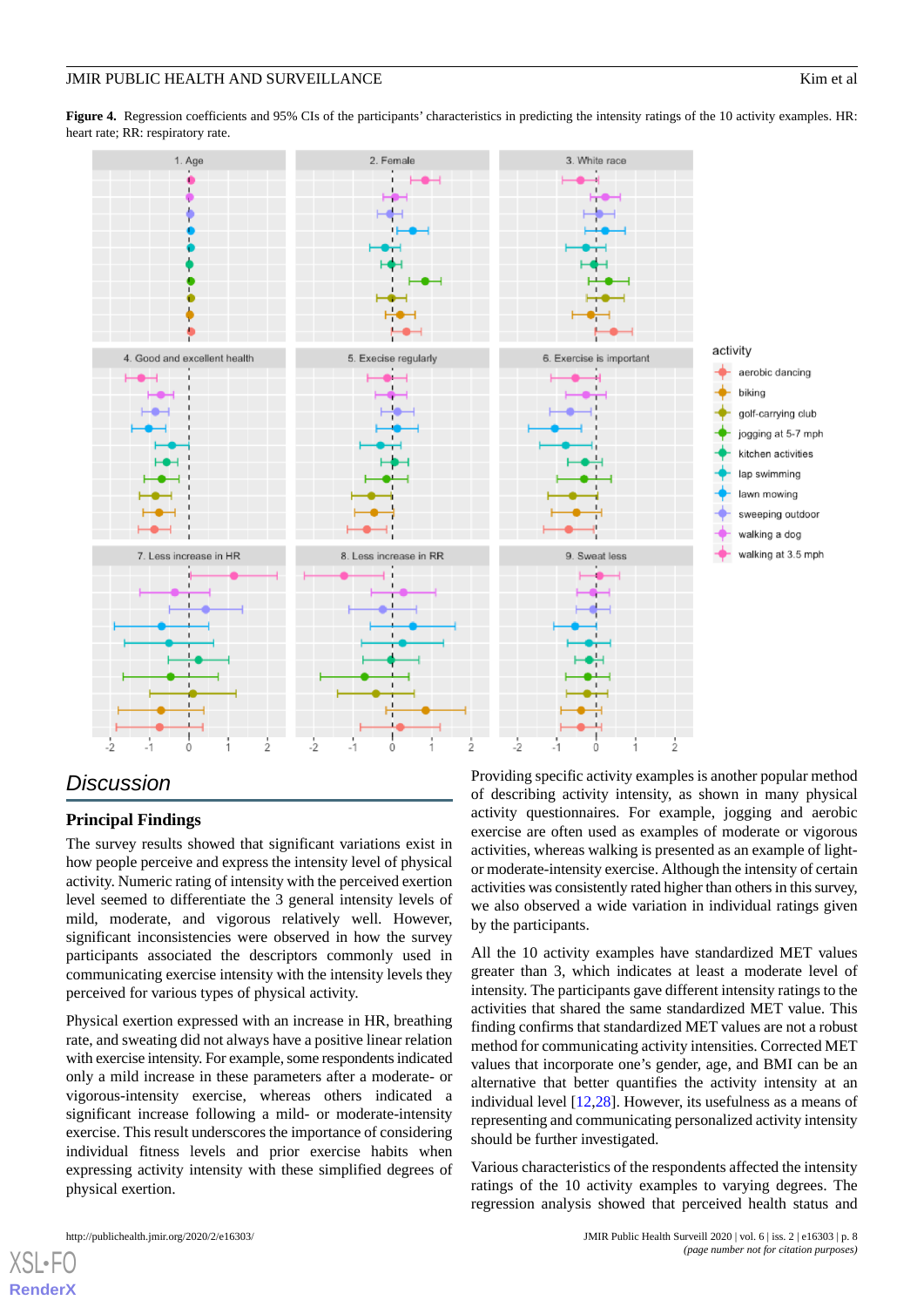**Figure 4.** Regression coefficients and 95% CIs of the participants' characteristics in predicting the intensity ratings of the 10 activity examples. HR: heart rate; RR: respiratory rate.

## Discussion

### Principal Findings

The survey results showed that significant variations exist in how people perceive and express the intensity level of physical activity. Numeric rating of intensity with the perceived exertion level seemed to differentiate the 3 general intensity levels of mild, moderate, and vigorous relatively well. However, significant inconsistencies were observed in how the survey participants associated the descriptors commonly used in communicating exercise intensity with the intensity levels they perceived for various types of physical activity.

Physical exertion expressed with an increase in HR, breathing rate, and sweating did not always have a positive linear relation with exercise intensity. For example, some respondents indicated only a mild increase in these parameters after a moderate- or vigorous-intensity exercise, whereas others indicated a significant increase following a mild- or moderate-intensity exercise. This result underscores the importance of considering individual fitness levels and prior exercise habits when expressing activity intensity with these simplified degrees of physical exertion.

Providing specific activity examples is another popular method of describing activity intensity, as shown in many physical activity questionnaires. For example, jogging and aerobic exercise are often used as examples of moderate or vigorous activities, whereas walking is presented as an example of light- or moderate-intensity exercise. Although the intensity of certain activities was consistently rated higher than others in this survey, we also observed a wide variation in individual ratings given by the participants.

All the 10 activity examples have standardized MET values greater than 3, which indicates at least a moderate level of intensity. The participants gave different intensity ratings to the activities that shared the same standardized MET value. This finding confirms that standardized MET values are not a robust method for communicating activity intensities. Corrected MET values that incorporate one's gender, age, and BMI can be an alternative that better quantifies the activity intensity at an individual level [12,28]. However, its usefulness as a means of representing and communicating personalized activity intensity should be further investigated.

Various characteristics of the respondents affected the intensity ratings of the 10 activity examples to varying degrees. The regression analysis showed that perceived health status and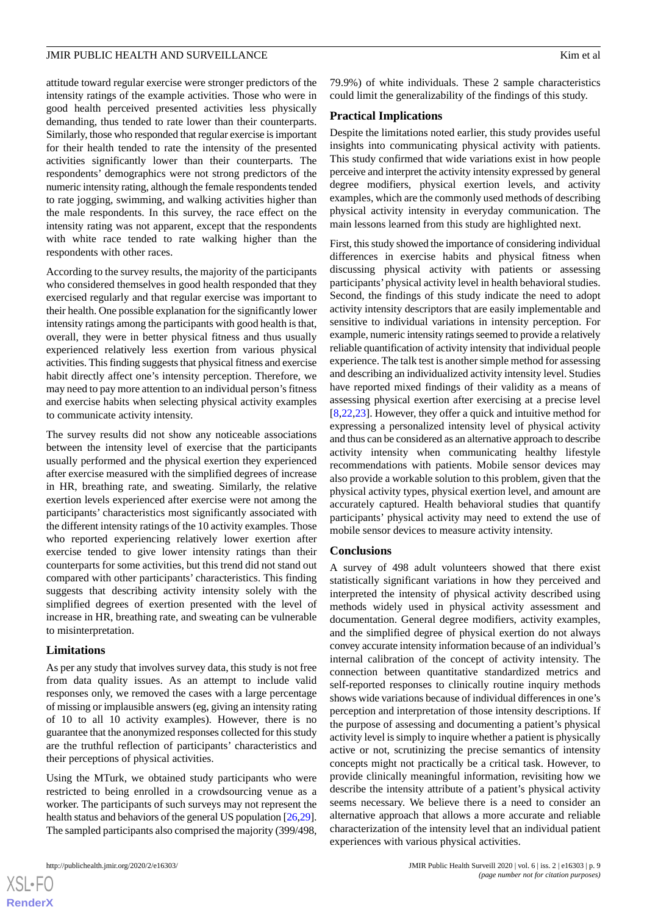attitude toward regular exercise were stronger predictors of the intensity ratings of the example activities. Those who were in good health perceived presented activities less physically demanding, thus tended to rate lower than their counterparts. Similarly, those who responded that regular exercise is important for their health tended to rate the intensity of the presented activities significantly lower than their counterparts. The respondents' demographics were not strong predictors of the numeric intensity rating, although the female respondents tended to rate jogging, swimming, and walking activities higher than the male respondents. In this survey, the race effect on the intensity rating was not apparent, except that the respondents with white race tended to rate walking higher than the respondents with other races.

According to the survey results, the majority of the participants who considered themselves in good health responded that they exercised regularly and that regular exercise was important to their health. One possible explanation for the significantly lower intensity ratings among the participants with good health is that, overall, they were in better physical fitness and thus usually experienced relatively less exertion from various physical activities. This finding suggests that physical fitness and exercise habit directly affect one's intensity perception. Therefore, we may need to pay more attention to an individual person's fitness and exercise habits when selecting physical activity examples to communicate activity intensity.

The survey results did not show any noticeable associations between the intensity level of exercise that the participants usually performed and the physical exertion they experienced after exercise measured with the simplified degrees of increase in HR, breathing rate, and sweating. Similarly, the relative exertion levels experienced after exercise were not among the participants' characteristics most significantly associated with the different intensity ratings of the 10 activity examples. Those who reported experiencing relatively lower exertion after exercise tended to give lower intensity ratings than their counterparts for some activities, but this trend did not stand out compared with other participants' characteristics. This finding suggests that describing activity intensity solely with the simplified degrees of exertion presented with the level of increase in HR, breathing rate, and sweating can be vulnerable to misinterpretation.

### Limitations

As per any study that involves survey data, this study is not free from data quality issues. As an attempt to include valid responses only, we removed the cases with a large percentage of missing or implausible answers (eg, giving an intensity rating of 10 to all 10 activity examples). However, there is no guarantee that the anonymized responses collected for this study are the truthful reflection of participants' characteristics and their perceptions of physical activities.

Using the MTurk, we obtained study participants who were restricted to being enrolled in a crowdsourcing venue as a worker. The participants of such surveys may not represent the health status and behaviors of the general US population [26,29]. The sampled participants also comprised the majority (399/498, 79.9%) of white individuals. These 2 sample characteristics could limit the generalizability of the findings of this study.

### Practical Implications

Despite the limitations noted earlier, this study provides useful insights into communicating physical activity with patients. This study confirmed that wide variations exist in how people perceive and interpret the activity intensity expressed by general degree modifiers, physical exertion levels, and activity examples, which are the commonly used methods of describing physical activity intensity in everyday communication. The main lessons learned from this study are highlighted next.

First, this study showed the importance of considering individual differences in exercise habits and physical fitness when discussing physical activity with patients or assessing participants' physical activity level in health behavioral studies. Second, the findings of this study indicate the need to adopt activity intensity descriptors that are easily implementable and sensitive to individual variations in intensity perception. For example, numeric intensity ratings seemed to provide a relatively reliable quantification of activity intensity that individual people experience. The talk test is another simple method for assessing and describing an individualized activity intensity level. Studies have reported mixed findings of their validity as a means of assessing physical exertion after exercising at a precise level [8,22,23]. However, they offer a quick and intuitive method for expressing a personalized intensity level of physical activity and thus can be considered as an alternative approach to describe activity intensity when communicating healthy lifestyle recommendations with patients. Mobile sensor devices may also provide a workable solution to this problem, given that the physical activity types, physical exertion level, and amount are accurately captured. Health behavioral studies that quantify participants' physical activity may need to extend the use of mobile sensor devices to measure activity intensity.

### Conclusions

A survey of 498 adult volunteers showed that there exist statistically significant variations in how they perceived and interpreted the intensity of physical activity described using methods widely used in physical activity assessment and documentation. General degree modifiers, activity examples, and the simplified degree of physical exertion do not always convey accurate intensity information because of an individual's internal calibration of the concept of activity intensity. The connection between quantitative standardized metrics and self-reported responses to clinically routine inquiry methods shows wide variations because of individual differences in one's perception and interpretation of those intensity descriptions. If the purpose of assessing and documenting a patient's physical activity level is simply to inquire whether a patient is physically active or not, scrutinizing the precise semantics of intensity concepts might not practically be a critical task. However, to provide clinically meaningful information, revisiting how we describe the intensity attribute of a patient's physical activity seems necessary. We believe there is a need to consider an alternative approach that allows a more accurate and reliable characterization of the intensity level that an individual patient experiences with various physical activities.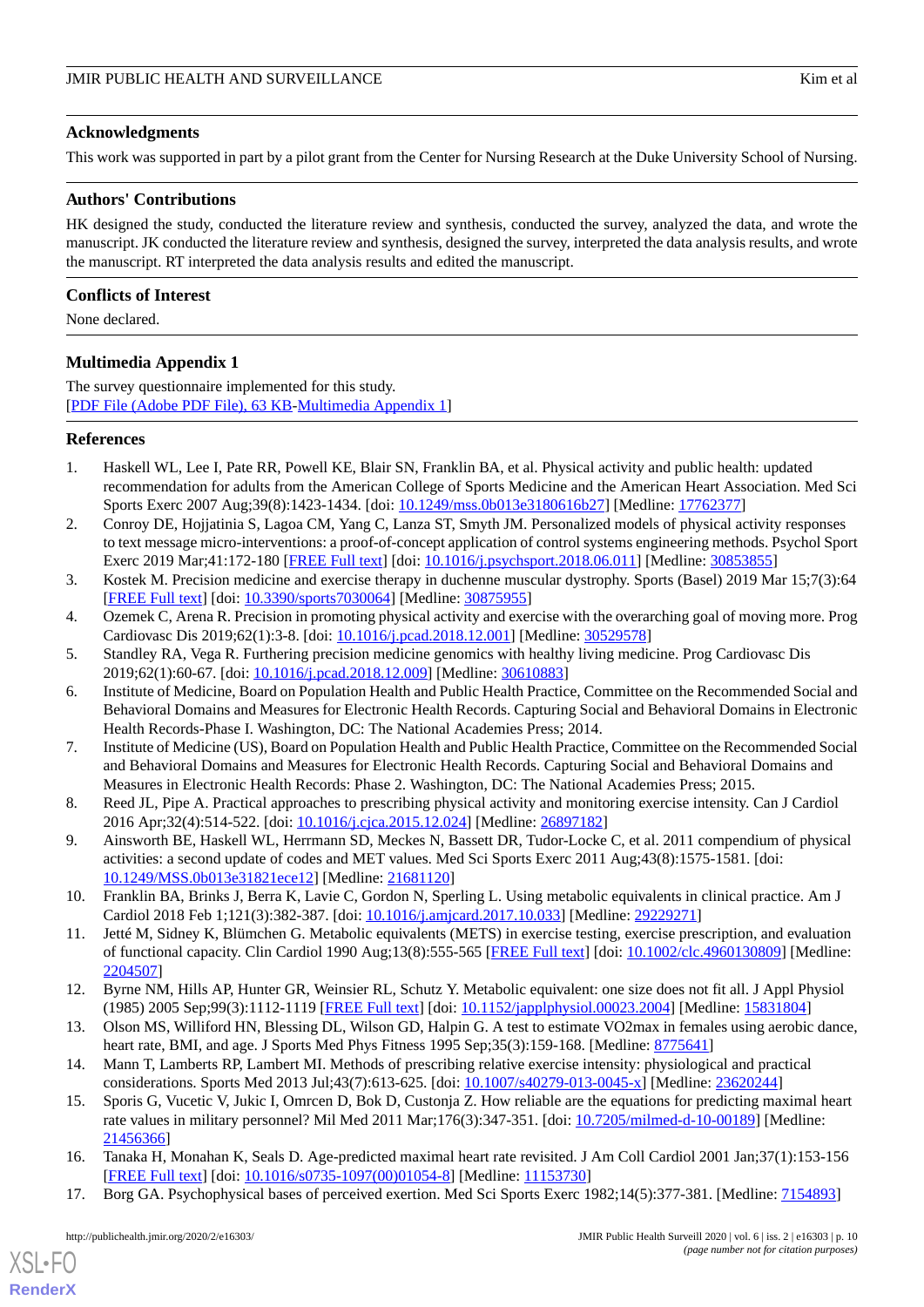## Acknowledgments

This work was supported in part by a pilot grant from the Center for Nursing Research at the Duke University School of Nursing.

## Authors' Contributions

HK designed the study, conducted the literature review and synthesis, conducted the survey, analyzed the data, and wrote the manuscript. JK conducted the literature review and synthesis, designed the survey, interpreted the data analysis results, and wrote the manuscript. RT interpreted the data analysis results and edited the manuscript.

## Conflicts of Interest

None declared.

## Multimedia Appendix 1

The survey questionnaire implemented for this study.
[PDF File (Adobe PDF File), 63 KB-Multimedia Appendix 1]

## References

1. Haskell WL, Lee I, Pate RR, Powell KE, Blair SN, Franklin BA, et al. Physical activity and public health: updated recommendation for adults from the American College of Sports Medicine and the American Heart Association. Med Sci Sports Exerc 2007 Aug;39(8):1423-1434. [doi: 10.1249/mss.0b013e3180616b27] [Medline: 17762377]
2. Conroy DE, Hojjatinia S, Lagoa CM, Yang C, Lanza ST, Smyth JM. Personalized models of physical activity responses to text message micro-interventions: a proof-of-concept application of control systems engineering methods. Psychol Sport Exerc 2019 Mar;41:172-180 [FREE Full text] [doi: 10.1016/j.psychsport.2018.06.011] [Medline: 30853855]
3. Kostek M. Precision medicine and exercise therapy in duchenne muscular dystrophy. Sports (Basel) 2019 Mar 15;7(3):64 [FREE Full text] [doi: 10.3390/sports7030064] [Medline: 30875955]
4. Ozemek C, Arena R. Precision in promoting physical activity and exercise with the overarching goal of moving more. Prog Cardiovasc Dis 2019;62(1):3-8. [doi: 10.1016/j.pcad.2018.12.001] [Medline: 30529578]
5. Standley RA, Vega R. Furthering precision medicine genomics with healthy living medicine. Prog Cardiovasc Dis 2019;62(1):60-67. [doi: 10.1016/j.pcad.2018.12.009] [Medline: 30610883]
6. Institute of Medicine, Board on Population Health and Public Health Practice, Committee on the Recommended Social and Behavioral Domains and Measures for Electronic Health Records. Capturing Social and Behavioral Domains in Electronic Health Records-Phase I. Washington, DC: The National Academies Press; 2014.
7. Institute of Medicine (US), Board on Population Health and Public Health Practice, Committee on the Recommended Social and Behavioral Domains and Measures for Electronic Health Records. Capturing Social and Behavioral Domains and Measures in Electronic Health Records: Phase 2. Washington, DC: The National Academies Press; 2015.
8. Reed JL, Pipe A. Practical approaches to prescribing physical activity and monitoring exercise intensity. Can J Cardiol 2016 Apr;32(4):514-522. [doi: 10.1016/j.cjca.2015.12.024] [Medline: 26897182]
9. Ainsworth BE, Haskell WL, Herrmann SD, Meckes N, Bassett DR, Tudor-Locke C, et al. 2011 compendium of physical activities: a second update of codes and MET values. Med Sci Sports Exerc 2011 Aug;43(8):1575-1581. [doi: 10.1249/MSS.0b013e31821ece12] [Medline: 21681120]
10. Franklin BA, Brinks J, Berra K, Lavie C, Gordon N, Sperling L. Using metabolic equivalents in clinical practice. Am J Cardiol 2018 Feb 1;121(3):382-387. [doi: 10.1016/j.amjcard.2017.10.033] [Medline: 29229271]
11. Jetté M, Sidney K, Blümchen G. Metabolic equivalents (METS) in exercise testing, exercise prescription, and evaluation of functional capacity. Clin Cardiol 1990 Aug;13(8):555-565 [FREE Full text] [doi: 10.1002/clc.4960130809] [Medline: 2204507]
12. Byrne NM, Hills AP, Hunter GR, Weinsier RL, Schutz Y. Metabolic equivalent: one size does not fit all. J Appl Physiol (1985) 2005 Sep;99(3):1112-1119 [FREE Full text] [doi: 10.1152/japplphysiol.00023.2004] [Medline: 15831804]
13. Olson MS, Williford HN, Blessing DL, Wilson GD, Halpin G. A test to estimate VO2max in females using aerobic dance, heart rate, BMI, and age. J Sports Med Phys Fitness 1995 Sep;35(3):159-168. [Medline: 8775641]
14. Mann T, Lamberts RP, Lambert MI. Methods of prescribing relative exercise intensity: physiological and practical considerations. Sports Med 2013 Jul;43(7):613-625. [doi: 10.1007/s40279-013-0045-x] [Medline: 23620244]
15. Sporis G, Vucetic V, Jukic I, Omrcen D, Bok D, Custonja Z. How reliable are the equations for predicting maximal heart rate values in military personnel? Mil Med 2011 Mar;176(3):347-351. [doi: 10.7205/milmed-d-10-00189] [Medline: 21456366]
16. Tanaka H, Monahan K, Seals D. Age-predicted maximal heart rate revisited. J Am Coll Cardiol 2001 Jan;37(1):153-156 [FREE Full text] [doi: 10.1016/s0735-1097(00)01054-8] [Medline: 11153730]
17. Borg GA. Psychophysical bases of perceived exertion. Med Sci Sports Exerc 1982;14(5):377-381. [Medline: 7154893]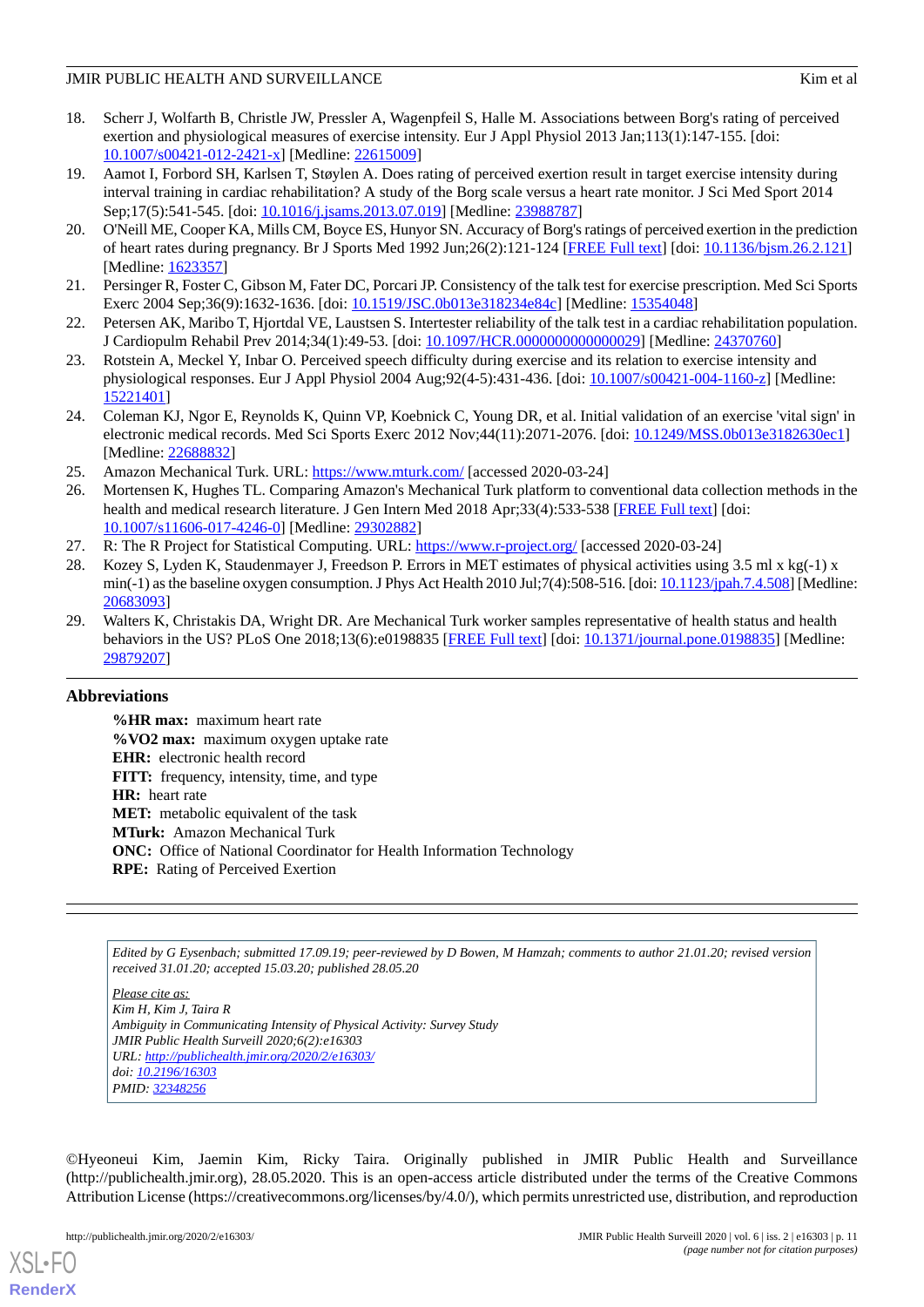18. Scherr J, Wolfarth B, Christle JW, Pressler A, Wagenpfeil S, Halle M. Associations between Borg's rating of perceived exertion and physiological measures of exercise intensity. Eur J Appl Physiol 2013 Jan;113(1):147-155. [doi: 10.1007/s00421-012-2421-x] [Medline: 22615009]
19. Aamot I, Forbord SH, Karlsen T, Støylen A. Does rating of perceived exertion result in target exercise intensity during interval training in cardiac rehabilitation? A study of the Borg scale versus a heart rate monitor. J Sci Med Sport 2014 Sep;17(5):541-545. [doi: 10.1016/j.jsams.2013.07.019] [Medline: 23988787]
20. O'Neill ME, Cooper KA, Mills CM, Boyce ES, Hunyor SN. Accuracy of Borg's ratings of perceived exertion in the prediction of heart rates during pregnancy. Br J Sports Med 1992 Jun;26(2):121-124 [FREE Full text] [doi: 10.1136/bjsm.26.2.121] [Medline: 1623357]
21. Persinger R, Foster C, Gibson M, Fater DC, Porcari JP. Consistency of the talk test for exercise prescription. Med Sci Sports Exerc 2004 Sep;36(9):1632-1636. [doi: 10.1519/JSC.0b013e318234e84c] [Medline: 15354048]
22. Petersen AK, Maribo T, Hjortdal VE, Laustsen S. Intertester reliability of the talk test in a cardiac rehabilitation population. J Cardiopulm Rehabil Prev 2014;34(1):49-53. [doi: 10.1097/HCR.0000000000000029] [Medline: 24370760]
23. Rotstein A, Meckel Y, Inbar O. Perceived speech difficulty during exercise and its relation to exercise intensity and physiological responses. Eur J Appl Physiol 2004 Aug;92(4-5):431-436. [doi: 10.1007/s00421-004-1160-z] [Medline: 15221401]
24. Coleman KJ, Ngor E, Reynolds K, Quinn VP, Koebnick C, Young DR, et al. Initial validation of an exercise 'vital sign' in electronic medical records. Med Sci Sports Exerc 2012 Nov;44(11):2071-2076. [doi: 10.1249/MSS.0b013e3182630ec1] [Medline: 22688832]
25. Amazon Mechanical Turk. URL: https://www.mturk.com/ [accessed 2020-03-24]
26. Mortensen K, Hughes TL. Comparing Amazon's Mechanical Turk platform to conventional data collection methods in the health and medical research literature. J Gen Intern Med 2018 Apr;33(4):533-538 [FREE Full text] [doi: 10.1007/s11606-017-4246-0] [Medline: 29302882]
27. R: The R Project for Statistical Computing. URL: https://www.r-project.org/ [accessed 2020-03-24]
28. Kozey S, Lyden K, Staudenmayer J, Freedson P. Errors in MET estimates of physical activities using 3.5 ml x kg(-1) x min(-1) as the baseline oxygen consumption. J Phys Act Health 2010 Jul;7(4):508-516. [doi: 10.1123/jpah.7.4.508] [Medline: 20683093]
29. Walters K, Christakis DA, Wright DR. Are Mechanical Turk worker samples representative of health status and health behaviors in the US? PLoS One 2018;13(6):e0198835 [FREE Full text] [doi: 10.1371/journal.pone.0198835] [Medline: 29879207]

## Abbreviations

**%HR max:** maximum heart rate
**%VO2 max:** maximum oxygen uptake rate
**EHR:** electronic health record
**FITT:** frequency, intensity, time, and type
**HR:** heart rate
**MET:** metabolic equivalent of the task
**MTurk:** Amazon Mechanical Turk
**ONC:** Office of National Coordinator for Health Information Technology
**RPE:** Rating of Perceived Exertion

*Edited by G Eysenbach; submitted 17.09.19; peer-reviewed by D Bowen, M Hamzah; comments to author 21.01.20; revised version received 31.01.20; accepted 15.03.20; published 28.05.20*

*Please cite as:*
*Kim H, Kim J, Taira R*
*Ambiguity in Communicating Intensity of Physical Activity: Survey Study*
*JMIR Public Health Surveill 2020;6(2):e16303*
*URL: http://publichealth.jmir.org/2020/2/e16303/*
*doi: 10.2196/16303*
*PMID: 32348256*

©Hyeoneui Kim, Jaemin Kim, Ricky Taira. Originally published in JMIR Public Health and Surveillance (http://publichealth.jmir.org), 28.05.2020. This is an open-access article distributed under the terms of the Creative Commons Attribution License (https://creativecommons.org/licenses/by/4.0/), which permits unrestricted use, distribution, and reproduction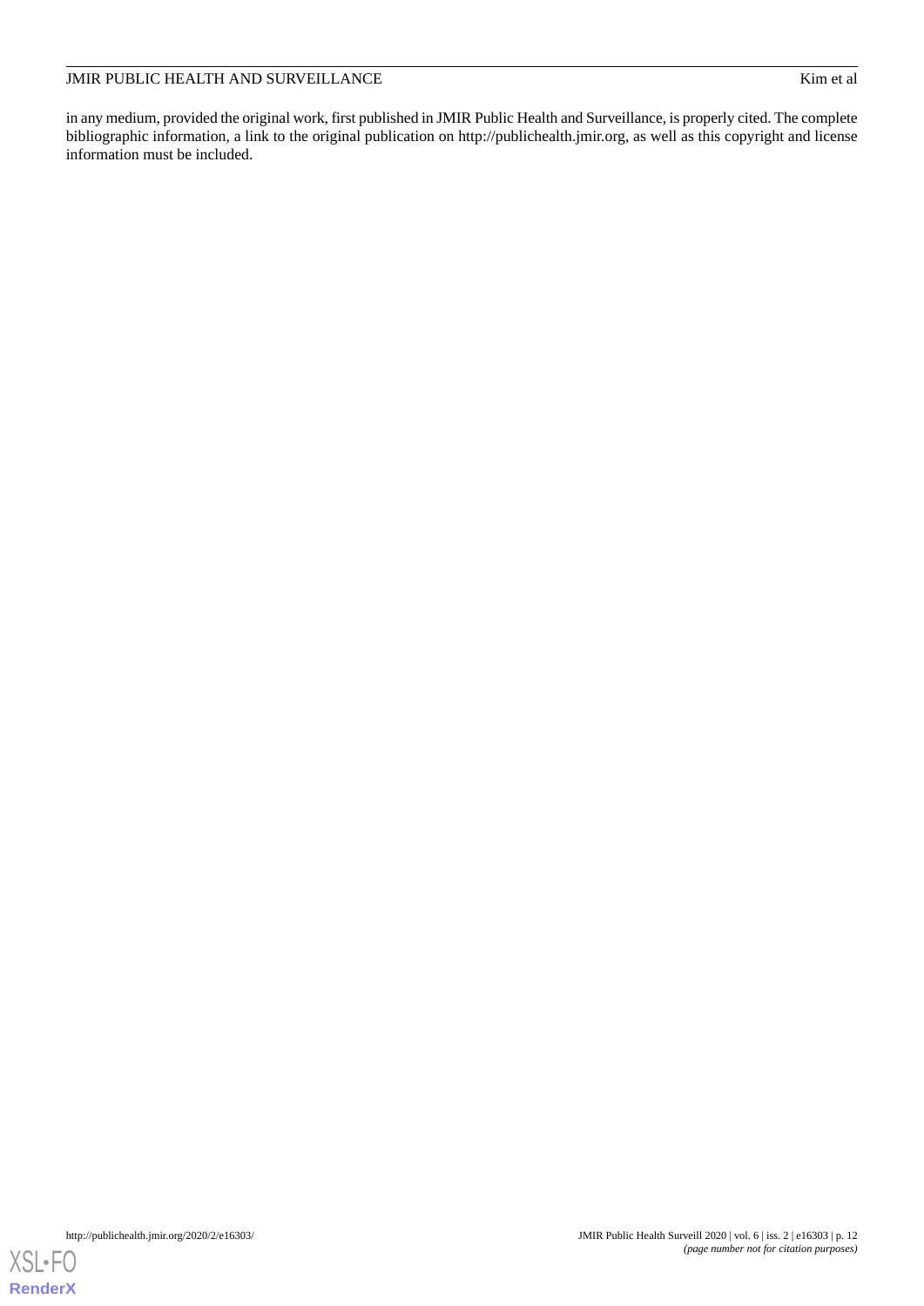in any medium, provided the original work, first published in JMIR Public Health and Surveillance, is properly cited. The complete bibliographic information, a link to the original publication on http://publichealth.jmir.org, as well as this copyright and license information must be included.